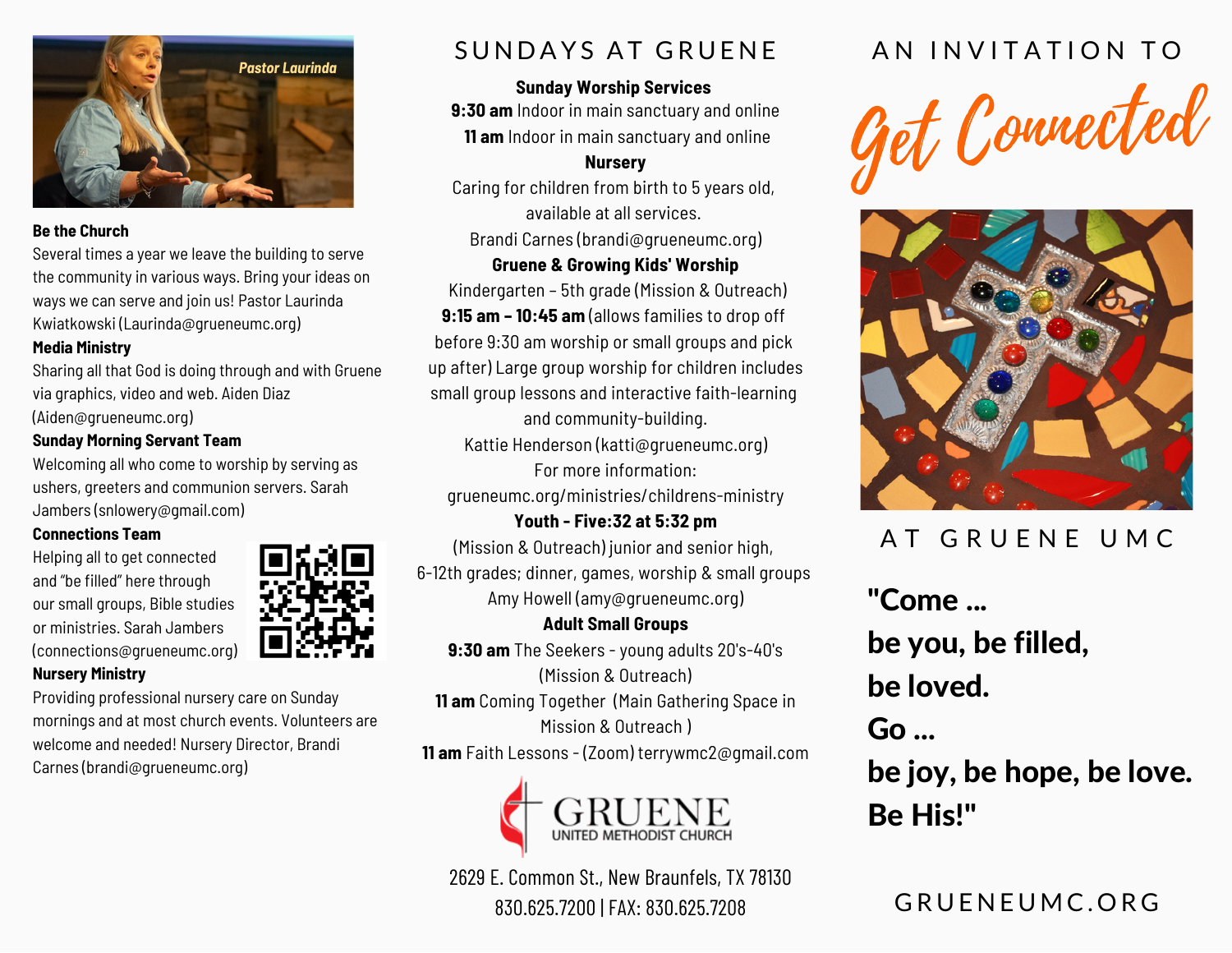Pastor Laurinda

**Be the Church**
Several times a year we leave the building to serve the community in various ways. Bring your ideas on ways we can serve and join us! Pastor Laurinda Kwiatkowski (Laurinda@grueneumc.org)

**Media Ministry**
Sharing all that God is doing through and with Gruene via graphics, video and web. Aiden Diaz (Aiden@grueneumc.org)

**Sunday Morning Servant Team**
Welcoming all who come to worship by serving as ushers, greeters and communion servers. Sarah Jambers (snlowery@gmail.com)

**Connections Team**
Helping all to get connected and "be filled" here through our small groups, Bible studies or ministries. Sarah Jambers (connections@grueneumc.org)

**Nursery Ministry**
Providing professional nursery care on Sunday mornings and at most church events. Volunteers are welcome and needed! Nursery Director, Brandi Carnes (brandi@grueneumc.org)

## SUNDAYS AT GRUENE

**Sunday Worship Services**
**9:30 am** Indoor in main sanctuary and online
**11 am** Indoor in main sanctuary and online

**Nursery**
Caring for children from birth to 5 years old, available at all services.
Brandi Carnes (brandi@grueneumc.org)

**Gruene & Growing Kids' Worship**
Kindergarten – 5th grade (Mission & Outreach)
**9:15 am – 10:45 am** (allows families to drop off before 9:30 am worship or small groups and pick up after) Large group worship for children includes small group lessons and interactive faith-learning and community-building.
Kattie Henderson (katti@grueneumc.org)
For more information: grueneumc.org/ministries/childrens-ministry

**Youth - Five:32 at 5:32 pm**
(Mission & Outreach) junior and senior high, 6-12th grades; dinner, games, worship & small groups
Amy Howell (amy@grueneumc.org)

**Adult Small Groups**
**9:30 am** The Seekers - young adults 20's-40's (Mission & Outreach)
**11 am** Coming Together (Main Gathering Space in Mission & Outreach )
**11 am** Faith Lessons - (Zoom) terrywmc2@gmail.com

GRUENE
UNITED METHODIST CHURCH

2629 E. Common St., New Braunfels, TX 78130
830.625.7200 | FAX: 830.625.7208

# AN INVITATION TO *Get Connected* AT GRUENE UMC

**"Come ...
be you, be filled,
be loved.
Go ...
be joy, be hope, be love.
Be His!"**

GRUENEUMC.ORG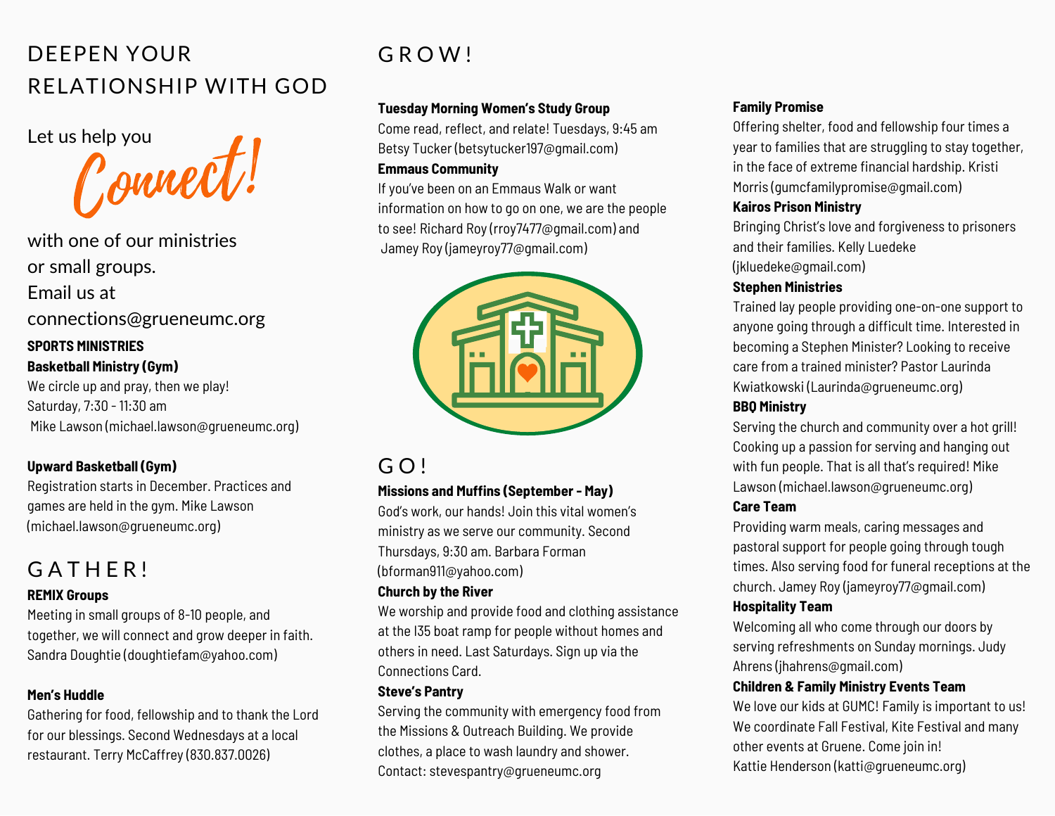# DEEPEN YOUR RELATIONSHIP WITH GOD

Let us help you

*Connect!*

with one of our ministries or small groups.
Email us at connections@grueneumc.org

**SPORTS MINISTRIES**

**Basketball Ministry (Gym)**
We circle up and pray, then we play!
Saturday, 7:30 - 11:30 am
Mike Lawson (michael.lawson@grueneumc.org)

**Upward Basketball (Gym)**
Registration starts in December. Practices and games are held in the gym. Mike Lawson (michael.lawson@grueneumc.org)

## GATHER!

**REMIX Groups**
Meeting in small groups of 8-10 people, and together, we will connect and grow deeper in faith. Sandra Doughtie (doughtiefam@yahoo.com)

**Men's Huddle**
Gathering for food, fellowship and to thank the Lord for our blessings. Second Wednesdays at a local restaurant. Terry McCaffrey (830.837.0026)

## GROW!

**Tuesday Morning Women's Study Group**
Come read, reflect, and relate! Tuesdays, 9:45 am
Betsy Tucker (betsytucker197@gmail.com)

**Emmaus Community**
If you've been on an Emmaus Walk or want information on how to go on one, we are the people to see! Richard Roy (rroy7477@gmail.com) and Jamey Roy (jameyroy77@gmail.com)

## GO!

**Missions and Muffins (September - May)**
God's work, our hands! Join this vital women's ministry as we serve our community. Second Thursdays, 9:30 am. Barbara Forman (bforman911@yahoo.com)

**Church by the River**
We worship and provide food and clothing assistance at the I35 boat ramp for people without homes and others in need. Last Saturdays. Sign up via the Connections Card.

**Steve's Pantry**
Serving the community with emergency food from the Missions & Outreach Building. We provide clothes, a place to wash laundry and shower.
Contact: stevespantry@grueneumc.org

**Family Promise**
Offering shelter, food and fellowship four times a year to families that are struggling to stay together, in the face of extreme financial hardship. Kristi Morris (gumcfamilypromise@gmail.com)

**Kairos Prison Ministry**
Bringing Christ's love and forgiveness to prisoners and their families. Kelly Luedeke (jkluedeke@gmail.com)

**Stephen Ministries**
Trained lay people providing one-on-one support to anyone going through a difficult time. Interested in becoming a Stephen Minister? Looking to receive care from a trained minister? Pastor Laurinda Kwiatkowski (Laurinda@grueneumc.org)

**BBQ Ministry**
Serving the church and community over a hot grill! Cooking up a passion for serving and hanging out with fun people. That is all that's required! Mike Lawson (michael.lawson@grueneumc.org)

**Care Team**
Providing warm meals, caring messages and pastoral support for people going through tough times. Also serving food for funeral receptions at the church. Jamey Roy (jameyroy77@gmail.com)

**Hospitality Team**
Welcoming all who come through our doors by serving refreshments on Sunday mornings. Judy Ahrens (jhahrens@gmail.com)

**Children & Family Ministry Events Team**
We love our kids at GUMC! Family is important to us! We coordinate Fall Festival, Kite Festival and many other events at Gruene. Come join in!
Kattie Henderson (katti@grueneumc.org)